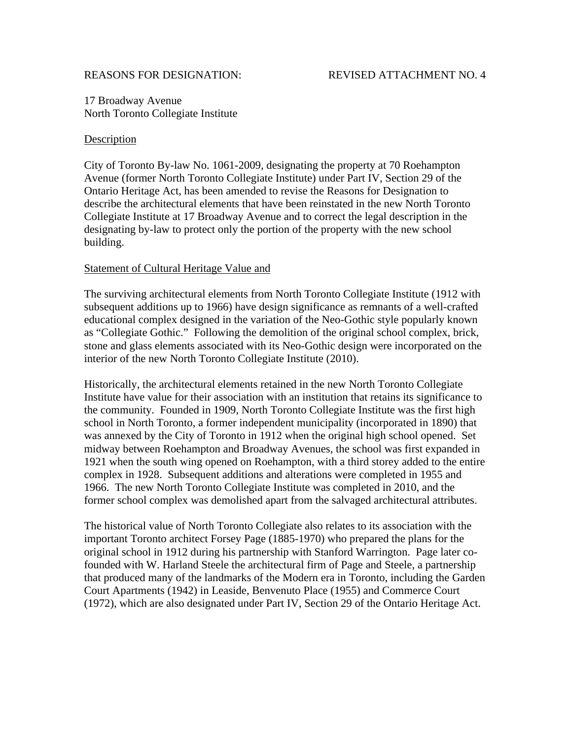REASONS FOR DESIGNATION: REVISED ATTACHMENT NO. 4

17 Broadway Avenue
North Toronto Collegiate Institute

## Description

City of Toronto By-law No. 1061-2009, designating the property at 70 Roehampton Avenue (former North Toronto Collegiate Institute) under Part IV, Section 29 of the Ontario Heritage Act, has been amended to revise the Reasons for Designation to describe the architectural elements that have been reinstated in the new North Toronto Collegiate Institute at 17 Broadway Avenue and to correct the legal description in the designating by-law to protect only the portion of the property with the new school building.

## Statement of Cultural Heritage Value and

The surviving architectural elements from North Toronto Collegiate Institute (1912 with subsequent additions up to 1966) have design significance as remnants of a well-crafted educational complex designed in the variation of the Neo-Gothic style popularly known as "Collegiate Gothic." Following the demolition of the original school complex, brick, stone and glass elements associated with its Neo-Gothic design were incorporated on the interior of the new North Toronto Collegiate Institute (2010).

Historically, the architectural elements retained in the new North Toronto Collegiate Institute have value for their association with an institution that retains its significance to the community. Founded in 1909, North Toronto Collegiate Institute was the first high school in North Toronto, a former independent municipality (incorporated in 1890) that was annexed by the City of Toronto in 1912 when the original high school opened. Set midway between Roehampton and Broadway Avenues, the school was first expanded in 1921 when the south wing opened on Roehampton, with a third storey added to the entire complex in 1928. Subsequent additions and alterations were completed in 1955 and 1966. The new North Toronto Collegiate Institute was completed in 2010, and the former school complex was demolished apart from the salvaged architectural attributes.

The historical value of North Toronto Collegiate also relates to its association with the important Toronto architect Forsey Page (1885-1970) who prepared the plans for the original school in 1912 during his partnership with Stanford Warrington. Page later co-founded with W. Harland Steele the architectural firm of Page and Steele, a partnership that produced many of the landmarks of the Modern era in Toronto, including the Garden Court Apartments (1942) in Leaside, Benvenuto Place (1955) and Commerce Court (1972), which are also designated under Part IV, Section 29 of the Ontario Heritage Act.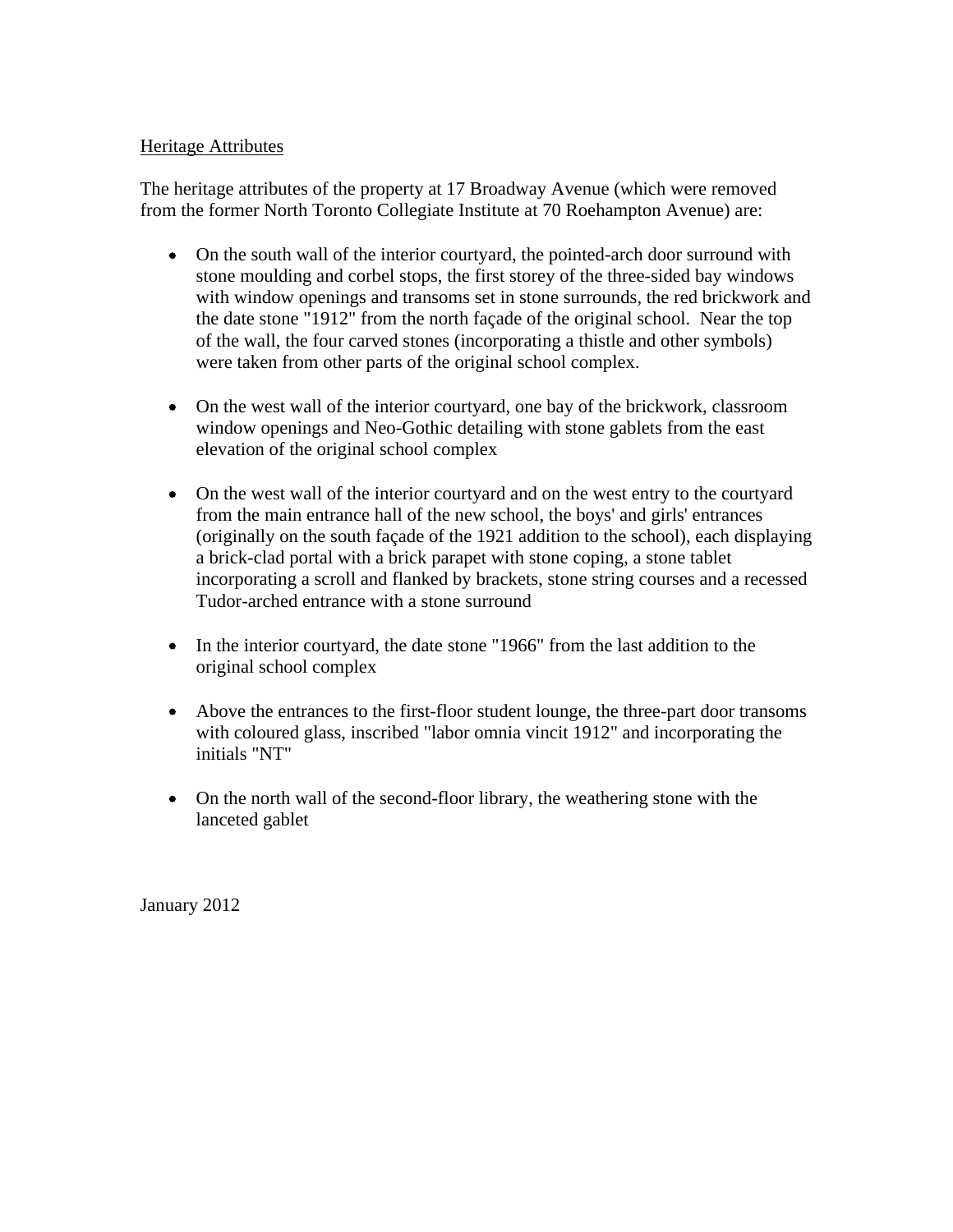## Heritage Attributes

The heritage attributes of the property at 17 Broadway Avenue (which were removed from the former North Toronto Collegiate Institute at 70 Roehampton Avenue) are:

- On the south wall of the interior courtyard, the pointed-arch door surround with stone moulding and corbel stops, the first storey of the three-sided bay windows with window openings and transoms set in stone surrounds, the red brickwork and the date stone "1912" from the north façade of the original school. Near the top of the wall, the four carved stones (incorporating a thistle and other symbols) were taken from other parts of the original school complex.

- On the west wall of the interior courtyard, one bay of the brickwork, classroom window openings and Neo-Gothic detailing with stone gablets from the east elevation of the original school complex

- On the west wall of the interior courtyard and on the west entry to the courtyard from the main entrance hall of the new school, the boys' and girls' entrances (originally on the south façade of the 1921 addition to the school), each displaying a brick-clad portal with a brick parapet with stone coping, a stone tablet incorporating a scroll and flanked by brackets, stone string courses and a recessed Tudor-arched entrance with a stone surround

- In the interior courtyard, the date stone "1966" from the last addition to the original school complex

- Above the entrances to the first-floor student lounge, the three-part door transoms with coloured glass, inscribed "labor omnia vincit 1912" and incorporating the initials "NT"

- On the north wall of the second-floor library, the weathering stone with the lanceted gablet

January 2012